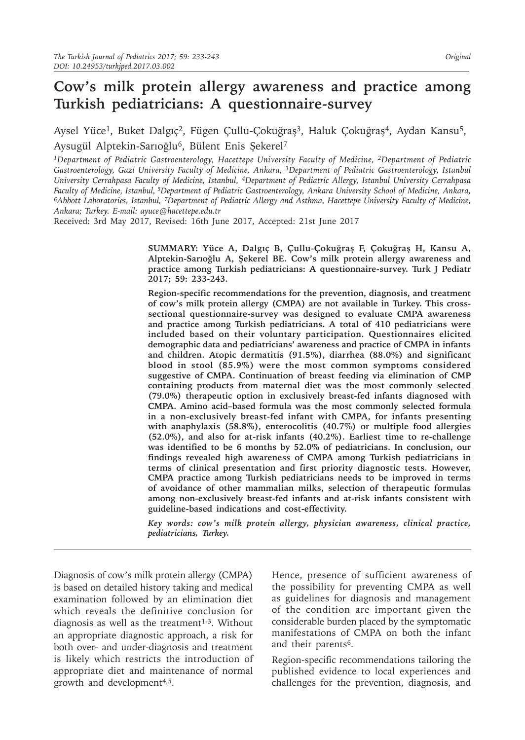Original

# Cow's milk protein allergy awareness and practice among Turkish pediatricians: A questionnaire-survey

Aysel Yüce[1], Buket Dalgıç[2], Fügen Çullu-Çokuğraş[3], Haluk Çokuğraş[4], Aydan Kansu[5], Aysugül Alptekin-Sarıoğlu[6], Bülent Enis Şekerel[7]

*[1]Department of Pediatric Gastroenterology, Hacettepe University Faculty of Medicine, [2]Department of Pediatric Gastroenterology, Gazi University Faculty of Medicine, Ankara, [3]Department of Pediatric Gastroenterology, Istanbul University Cerrahpasa Faculty of Medicine, Istanbul, [4]Department of Pediatric Allergy, Istanbul University Cerrahpasa Faculty of Medicine, Istanbul, [5]Department of Pediatric Gastroenterology, Ankara University School of Medicine, Ankara, [6]Abbott Laboratories, Istanbul, [7]Department of Pediatric Allergy and Asthma, Hacettepe University Faculty of Medicine, Ankara; Turkey. E-mail: ayuce@hacettepe.edu.tr*

Received: 3rd May 2017, Revised: 16th June 2017, Accepted: 21st June 2017

**SUMMARY: Yüce A, Dalgıç B, Çullu-Çokuğraş F, Çokuğraş H, Kansu A, Alptekin-Sarıoğlu A, Şekerel BE. Cow's milk protein allergy awareness and practice among Turkish pediatricians: A questionnaire-survey. Turk J Pediatr 2017; 59: 233-243.**

**Region-specific recommendations for the prevention, diagnosis, and treatment of cow's milk protein allergy (CMPA) are not available in Turkey. This cross-sectional questionnaire-survey was designed to evaluate CMPA awareness and practice among Turkish pediatricians. A total of 410 pediatricians were included based on their voluntary participation. Questionnaires elicited demographic data and pediatricians' awareness and practice of CMPA in infants and children. Atopic dermatitis (91.5%), diarrhea (88.0%) and significant blood in stool (85.9%) were the most common symptoms considered suggestive of CMPA. Continuation of breast feeding via elimination of CMP containing products from maternal diet was the most commonly selected (79.0%) therapeutic option in exclusively breast-fed infants diagnosed with CMPA. Amino acid–based formula was the most commonly selected formula in a non-exclusively breast-fed infant with CMPA, for infants presenting with anaphylaxis (58.8%), enterocolitis (40.7%) or multiple food allergies (52.0%), and also for at-risk infants (40.2%). Earliest time to re-challenge was identified to be 6 months by 52.0% of pediatricians. In conclusion, our findings revealed high awareness of CMPA among Turkish pediatricians in terms of clinical presentation and first priority diagnostic tests. However, CMPA practice among Turkish pediatricians needs to be improved in terms of avoidance of other mammalian milks, selection of therapeutic formulas among non-exclusively breast-fed infants and at-risk infants consistent with guideline-based indications and cost-effectivity.**

*Key words: cow's milk protein allergy, physician awareness, clinical practice, pediatricians, Turkey.*

Diagnosis of cow's milk protein allergy (CMPA) is based on detailed history taking and medical examination followed by an elimination diet which reveals the definitive conclusion for diagnosis as well as the treatment[1-3]. Without an appropriate diagnostic approach, a risk for both over- and under-diagnosis and treatment is likely which restricts the introduction of appropriate diet and maintenance of normal growth and development[4,5].

Hence, presence of sufficient awareness of the possibility for preventing CMPA as well as guidelines for diagnosis and management of the condition are important given the considerable burden placed by the symptomatic manifestations of CMPA on both the infant and their parents[6].

Region-specific recommendations tailoring the published evidence to local experiences and challenges for the prevention, diagnosis, and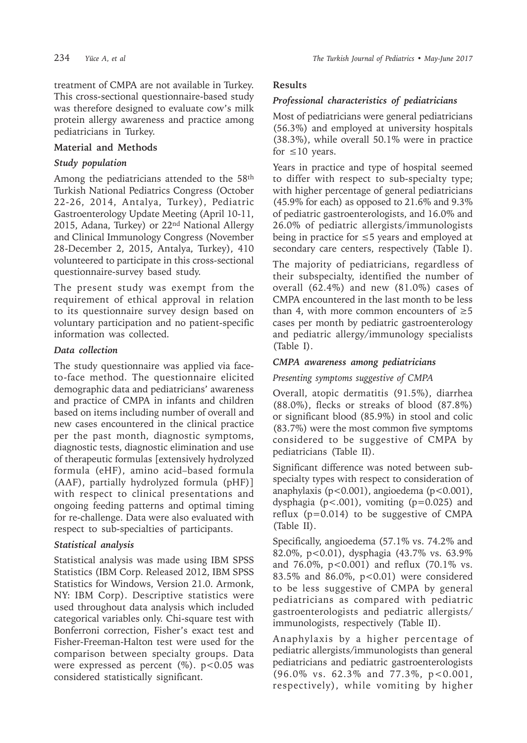treatment of CMPA are not available in Turkey. This cross-sectional questionnaire-based study was therefore designed to evaluate cow's milk protein allergy awareness and practice among pediatricians in Turkey.

## Material and Methods

### Study population

Among the pediatricians attended to the 58th Turkish National Pediatrics Congress (October 22-26, 2014, Antalya, Turkey), Pediatric Gastroenterology Update Meeting (April 10-11, 2015, Adana, Turkey) or 22nd National Allergy and Clinical Immunology Congress (November 28-December 2, 2015, Antalya, Turkey), 410 volunteered to participate in this cross-sectional questionnaire-survey based study.

The present study was exempt from the requirement of ethical approval in relation to its questionnaire survey design based on voluntary participation and no patient-specific information was collected.

### Data collection

The study questionnaire was applied via face-to-face method. The questionnaire elicited demographic data and pediatricians' awareness and practice of CMPA in infants and children based on items including number of overall and new cases encountered in the clinical practice per the past month, diagnostic symptoms, diagnostic tests, diagnostic elimination and use of therapeutic formulas [extensively hydrolyzed formula (eHF), amino acid–based formula (AAF), partially hydrolyzed formula (pHF)] with respect to clinical presentations and ongoing feeding patterns and optimal timing for re-challenge. Data were also evaluated with respect to sub-specialties of participants.

### Statistical analysis

Statistical analysis was made using IBM SPSS Statistics (IBM Corp. Released 2012, IBM SPSS Statistics for Windows, Version 21.0. Armonk, NY: IBM Corp). Descriptive statistics were used throughout data analysis which included categorical variables only. Chi-square test with Bonferroni correction, Fisher's exact test and Fisher-Freeman-Halton test were used for the comparison between specialty groups. Data were expressed as percent (%). $p<0.05$ was considered statistically significant.

## Results

### Professional characteristics of pediatricians

Most of pediatricians were general pediatricians (56.3%) and employed at university hospitals (38.3%), while overall 50.1% were in practice for $\leq$10 years.

Years in practice and type of hospital seemed to differ with respect to sub-specialty type; with higher percentage of general pediatricians (45.9% for each) as opposed to 21.6% and 9.3% of pediatric gastroenterologists, and 16.0% and 26.0% of pediatric allergists/immunologists being in practice for $\leq$5 years and employed at secondary care centers, respectively (Table I).

The majority of pediatricians, regardless of their subspecialty, identified the number of overall (62.4%) and new (81.0%) cases of CMPA encountered in the last month to be less than 4, with more common encounters of $\geq$5 cases per month by pediatric gastroenterology and pediatric allergy/immunology specialists (Table I).

### CMPA awareness among pediatricians

#### *Presenting symptoms suggestive of CMPA*

Overall, atopic dermatitis (91.5%), diarrhea (88.0%), flecks or streaks of blood (87.8%) or significant blood (85.9%) in stool and colic (83.7%) were the most common five symptoms considered to be suggestive of CMPA by pediatricians (Table II).

Significant difference was noted between sub-specialty types with respect to consideration of anaphylaxis ($p<0.001$), angioedema ($p<0.001$), dysphagia ($p<.001$), vomiting ($p=0.025$) and reflux ($p=0.014$) to be suggestive of CMPA (Table II).

Specifically, angioedema (57.1% vs. 74.2% and 82.0%, $p<0.01$), dysphagia (43.7% vs. 63.9% and 76.0%, $p<0.001$) and reflux (70.1% vs. 83.5% and 86.0%, $p<0.01$) were considered to be less suggestive of CMPA by general pediatricians as compared with pediatric gastroenterologists and pediatric allergists/immunologists, respectively (Table II).

Anaphylaxis by a higher percentage of pediatric allergists/immunologists than general pediatricians and pediatric gastroenterologists (96.0% vs. 62.3% and 77.3%, $p<0.001$, respectively), while vomiting by higher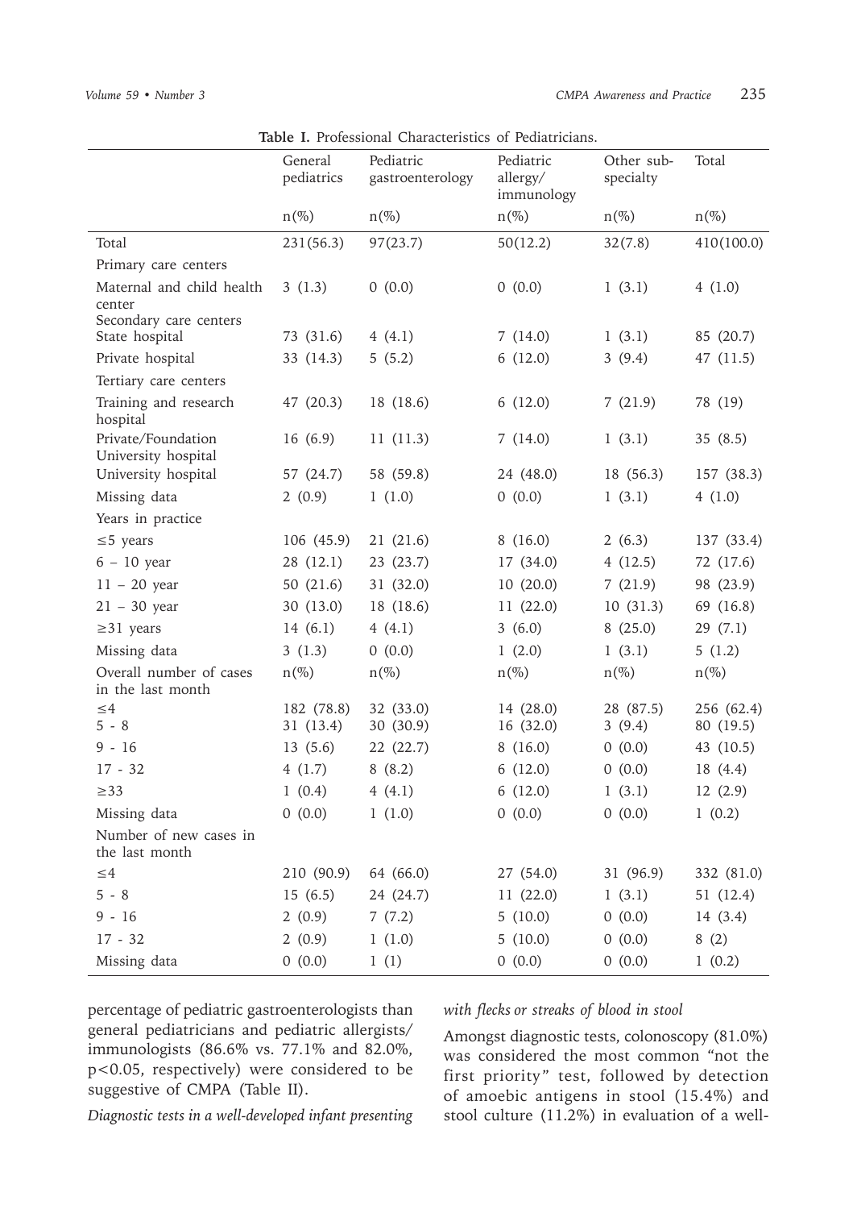**Table I.** Professional Characteristics of Pediatricians.

| | General pediatrics | Pediatric gastroenterology | Pediatric allergy/ immunology | Other sub-specialty | Total |
|---|---|---|---|---|---|
| | n(%) | n(%) | n(%) | n(%) | n(%) |
| Total | 231(56.3) | 97(23.7) | 50(12.2) | 32(7.8) | 410(100.0) |
| Primary care centers | | | | | |
| Maternal and child health center | 3 (1.3) | 0 (0.0) | 0 (0.0) | 1 (3.1) | 4 (1.0) |
| Secondary care centers | | | | | |
| State hospital | 73 (31.6) | 4 (4.1) | 7 (14.0) | 1 (3.1) | 85 (20.7) |
| Private hospital | 33 (14.3) | 5 (5.2) | 6 (12.0) | 3 (9.4) | 47 (11.5) |
| Tertiary care centers | | | | | |
| Training and research hospital | 47 (20.3) | 18 (18.6) | 6 (12.0) | 7 (21.9) | 78 (19) |
| Private/Foundation University hospital | 16 (6.9) | 11 (11.3) | 7 (14.0) | 1 (3.1) | 35 (8.5) |
| University hospital | 57 (24.7) | 58 (59.8) | 24 (48.0) | 18 (56.3) | 157 (38.3) |
| Missing data | 2 (0.9) | 1 (1.0) | 0 (0.0) | 1 (3.1) | 4 (1.0) |
| Years in practice | | | | | |
| ≤5 years | 106 (45.9) | 21 (21.6) | 8 (16.0) | 2 (6.3) | 137 (33.4) |
| 6 – 10 year | 28 (12.1) | 23 (23.7) | 17 (34.0) | 4 (12.5) | 72 (17.6) |
| 11 – 20 year | 50 (21.6) | 31 (32.0) | 10 (20.0) | 7 (21.9) | 98 (23.9) |
| 21 – 30 year | 30 (13.0) | 18 (18.6) | 11 (22.0) | 10 (31.3) | 69 (16.8) |
| ≥31 years | 14 (6.1) | 4 (4.1) | 3 (6.0) | 8 (25.0) | 29 (7.1) |
| Missing data | 3 (1.3) | 0 (0.0) | 1 (2.0) | 1 (3.1) | 5 (1.2) |
| Overall number of cases in the last month | n(%) | n(%) | n(%) | n(%) | n(%) |
| ≤4 | 182 (78.8) | 32 (33.0) | 14 (28.0) | 28 (87.5) | 256 (62.4) |
| 5 - 8 | 31 (13.4) | 30 (30.9) | 16 (32.0) | 3 (9.4) | 80 (19.5) |
| 9 - 16 | 13 (5.6) | 22 (22.7) | 8 (16.0) | 0 (0.0) | 43 (10.5) |
| 17 - 32 | 4 (1.7) | 8 (8.2) | 6 (12.0) | 0 (0.0) | 18 (4.4) |
| ≥33 | 1 (0.4) | 4 (4.1) | 6 (12.0) | 1 (3.1) | 12 (2.9) |
| Missing data | 0 (0.0) | 1 (1.0) | 0 (0.0) | 0 (0.0) | 1 (0.2) |
| Number of new cases in the last month | | | | | |
| ≤4 | 210 (90.9) | 64 (66.0) | 27 (54.0) | 31 (96.9) | 332 (81.0) |
| 5 - 8 | 15 (6.5) | 24 (24.7) | 11 (22.0) | 1 (3.1) | 51 (12.4) |
| 9 - 16 | 2 (0.9) | 7 (7.2) | 5 (10.0) | 0 (0.0) | 14 (3.4) |
| 17 - 32 | 2 (0.9) | 1 (1.0) | 5 (10.0) | 0 (0.0) | 8 (2) |
| Missing data | 0 (0.0) | 1 (1) | 0 (0.0) | 0 (0.0) | 1 (0.2) |

percentage of pediatric gastroenterologists than general pediatricians and pediatric allergists/ immunologists (86.6% vs. 77.1% and 82.0%, $p<0.05$, respectively) were considered to be suggestive of CMPA (Table II).

*Diagnostic tests in a well-developed infant presenting with flecks or streaks of blood in stool*

Amongst diagnostic tests, colonoscopy (81.0%) was considered the most common "not the first priority" test, followed by detection of amoebic antigens in stool (15.4%) and stool culture (11.2%) in evaluation of a well-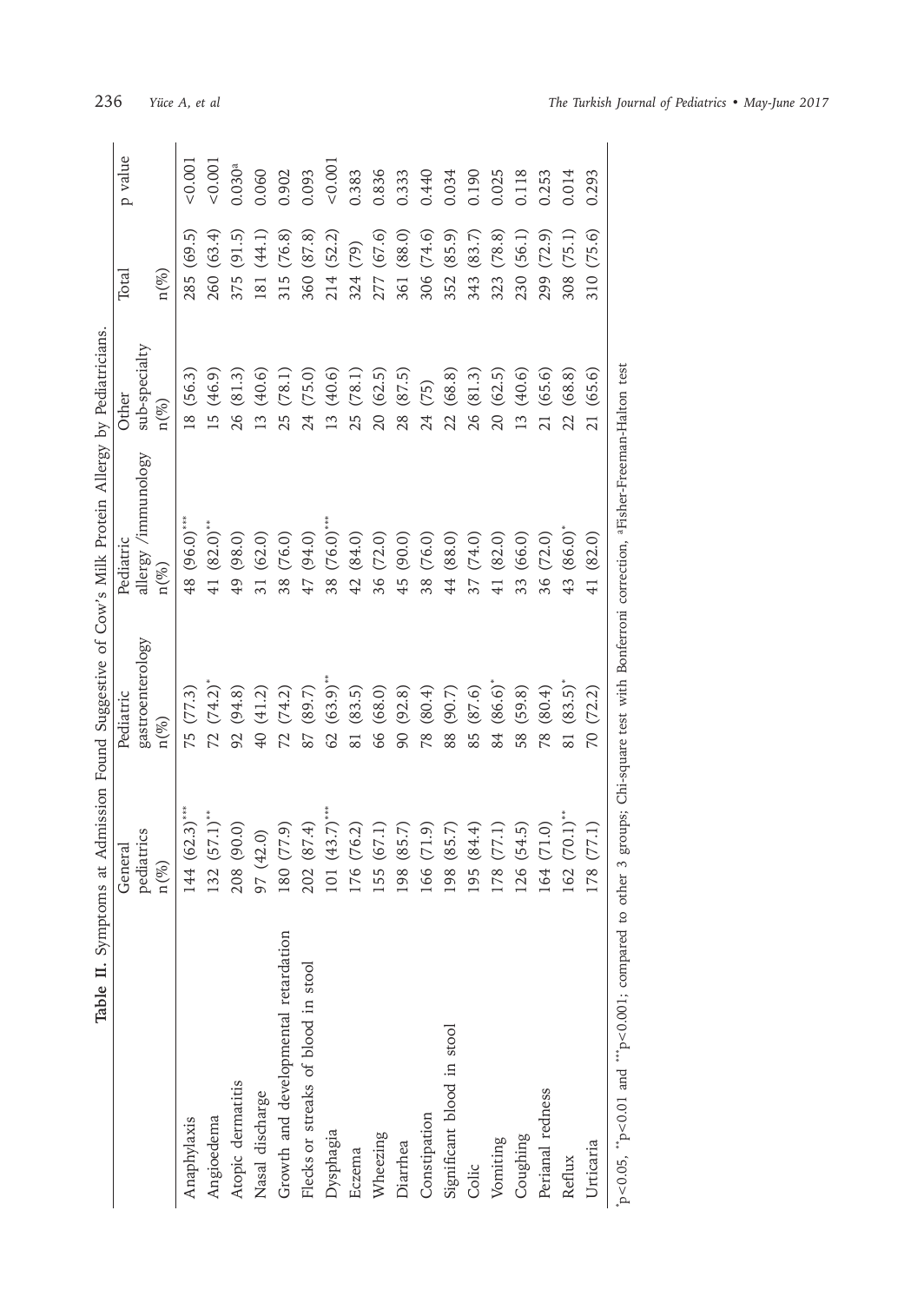**Table II.** Symptoms at Admission Found Suggestive of Cow's Milk Protein Allergy by Pediatricians.

| | General pediatrics n(%) | Pediatric gastroenterology n(%) | Pediatric allergy /immunology n(%) | Other sub-specialty n(%) | Total n(%) | p value |
|---|---|---|---|---|---|---|
| Anaphylaxis | 144 (62.3)*** | 75 (77.3) | 48 (96.0)*** | 18 (56.3) | 285 (69.5) | <0.001 |
| Angioedema | 132 (57.1)** | 72 (74.2)* | 41 (82.0)** | 15 (46.9) | 260 (63.4) | <0.001 |
| Atopic dermatitis | 208 (90.0) | 92 (94.8) | 49 (98.0) | 26 (81.3) | 375 (91.5) | 0.030[a] |
| Nasal discharge | 97 (42.0) | 40 (41.2) | 31 (62.0) | 13 (40.6) | 181 (44.1) | 0.060 |
| Growth and developmental retardation | 180 (77.9) | 72 (74.2) | 38 (76.0) | 25 (78.1) | 315 (76.8) | 0.902 |
| Flecks or streaks of blood in stool | 202 (87.4) | 87 (89.7) | 47 (94.0) | 24 (75.0) | 360 (87.8) | 0.093 |
| Dysphagia | 101 (43.7)*** | 62 (63.9)** | 38 (76.0)*** | 13 (40.6) | 214 (52.2) | <0.001 |
| Eczema | 176 (76.2) | 81 (83.5) | 42 (84.0) | 25 (78.1) | 324 (79) | 0.383 |
| Wheezing | 155 (67.1) | 66 (68.0) | 36 (72.0) | 20 (62.5) | 277 (67.6) | 0.836 |
| Diarrhea | 198 (85.7) | 90 (92.8) | 45 (90.0) | 28 (87.5) | 361 (88.0) | 0.333 |
| Constipation | 166 (71.9) | 78 (80.4) | 38 (76.0) | 24 (75) | 306 (74.6) | 0.440 |
| Significant blood in stool | 198 (85.7) | 88 (90.7) | 44 (88.0) | 22 (68.8) | 352 (85.9) | 0.034 |
| Colic | 195 (84.4) | 85 (87.6) | 37 (74.0) | 26 (81.3) | 343 (83.7) | 0.190 |
| Vomiting | 178 (77.1) | 84 (86.6)* | 41 (82.0) | 20 (62.5) | 323 (78.8) | 0.025 |
| Coughing | 126 (54.5) | 58 (59.8) | 33 (66.0) | 13 (40.6) | 230 (56.1) | 0.118 |
| Perianal redness | 164 (71.0) | 78 (80.4) | 36 (72.0) | 21 (65.6) | 299 (72.9) | 0.253 |
| Reflux | 162 (70.1)** | 81 (83.5)* | 43 (86.0)* | 22 (68.8) | 308 (75.1) | 0.014 |
| Urticaria | 178 (77.1) | 70 (72.2) | 41 (82.0) | 21 (65.6) | 310 (75.6) | 0.293 |

*p<0.05, **p<0.01 and ***p<0.001; compared to other 3 groups; Chi-square test with Bonferroni correction, [a]Fisher-Freeman-Halton test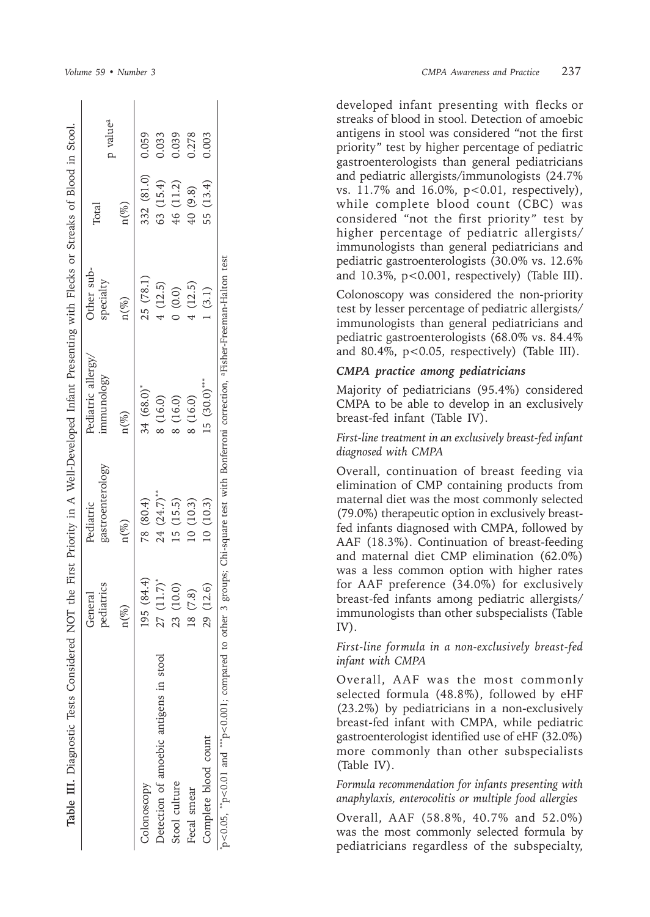**Table III.** Diagnostic Tests Considered NOT the First Priority in A Well-Developed Infant Presenting with Flecks or Streaks of Blood in Stool.

| | General pediatrics | Pediatric gastroenterology | Pediatric allergy/ immunology | Other sub-specialty | Total | p value[a] |
|---|---|---|---|---|---|---|
| | n(%) | n(%) | n(%) | n(%) | n(%) | |
| Colonoscopy | 195 (84.4) | 78 (80.4) | 34 (68.0)[*] | 25 (78.1) | 332 (81.0) | 0.059 |
| Detection of amoebic antigens in stool | 27 (11.7)[*] | 24 (24.7)[**] | 8 (16.0) | 4 (12.5) | 63 (15.4) | 0.033 |
| Stool culture | 23 (10.0) | 15 (15.5) | 8 (16.0) | 0 (0.0) | 46 (11.2) | 0.039 |
| Fecal smear | 18 (7.8) | 10 (10.3) | 8 (16.0) | 4 (12.5) | 40 (9.8) | 0.278 |
| Complete blood count | 29 (12.6) | 10 (10.3) | 15 (30.0)[***] | 1 (3.1) | 55 (13.4) | 0.003 |

[*]p<0.05, [**]p<0.01 and [***]p<0.001; compared to other 3 groups; Chi-square test with Bonferroni correction, [a]Fisher-Freeman-Halton test

developed infant presenting with flecks or streaks of blood in stool. Detection of amoebic antigens in stool was considered "not the first priority" test by higher percentage of pediatric gastroenterologists than general pediatricians and pediatric allergists/immunologists (24.7% vs. 11.7% and 16.0%, p<0.01, respectively), while complete blood count (CBC) was considered "not the first priority" test by higher percentage of pediatric allergists/ immunologists than general pediatricians and pediatric gastroenterologists (30.0% vs. 12.6% and 10.3%, p<0.001, respectively) (Table III).

Colonoscopy was considered the non-priority test by lesser percentage of pediatric allergists/ immunologists than general pediatricians and pediatric gastroenterologists (68.0% vs. 84.4% and 80.4%, p<0.05, respectively) (Table III).

### *CMPA practice among pediatricians*

Majority of pediatricians (95.4%) considered CMPA to be able to develop in an exclusively breast-fed infant (Table IV).

*First-line treatment in an exclusively breast-fed infant diagnosed with CMPA*

Overall, continuation of breast feeding via elimination of CMP containing products from maternal diet was the most commonly selected (79.0%) therapeutic option in exclusively breast-fed infants diagnosed with CMPA, followed by AAF (18.3%). Continuation of breast-feeding and maternal diet CMP elimination (62.0%) was a less common option with higher rates for AAF preference (34.0%) for exclusively breast-fed infants among pediatric allergists/ immunologists than other subspecialists (Table IV).

*First-line formula in a non-exclusively breast-fed infant with CMPA*

Overall, AAF was the most commonly selected formula (48.8%), followed by eHF (23.2%) by pediatricians in a non-exclusively breast-fed infant with CMPA, while pediatric gastroenterologist identified use of eHF (32.0%) more commonly than other subspecialists (Table IV).

*Formula recommendation for infants presenting with anaphylaxis, enterocolitis or multiple food allergies*

Overall, AAF (58.8%, 40.7% and 52.0%) was the most commonly selected formula by pediatricians regardless of the subspecialty,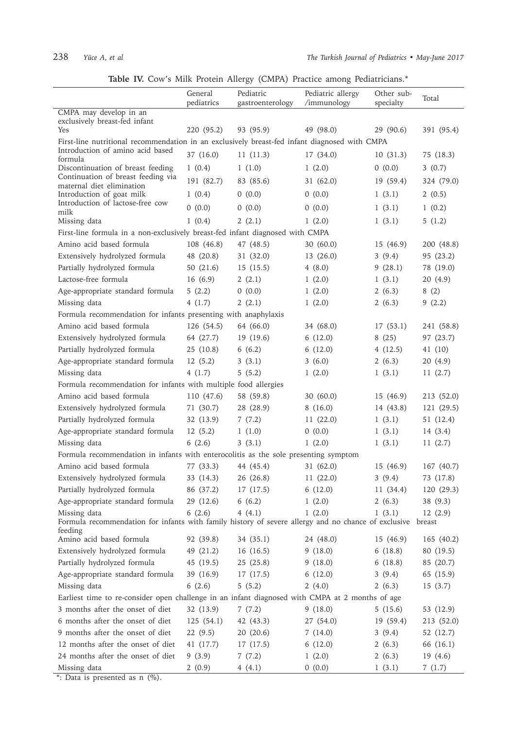**Table IV.** Cow's Milk Protein Allergy (CMPA) Practice among Pediatricians.*

| | General pediatrics | Pediatric gastroenterology | Pediatric allergy /immunology | Other sub-specialty | Total |
|---|---|---|---|---|---|
| CMPA may develop in an exclusively breast-fed infant | | | | | |
| Yes | 220 (95.2) | 93 (95.9) | 49 (98.0) | 29 (90.6) | 391 (95.4) |
| First-line nutritional recommendation in an exclusively breast-fed infant diagnosed with CMPA | | | | | |
| Introduction of amino acid based formula | 37 (16.0) | 11 (11.3) | 17 (34.0) | 10 (31.3) | 75 (18.3) |
| Discontinuation of breast feeding | 1 (0.4) | 1 (1.0) | 1 (2.0) | 0 (0.0) | 3 (0.7) |
| Continuation of breast feeding via maternal diet elimination | 191 (82.7) | 83 (85.6) | 31 (62.0) | 19 (59.4) | 324 (79.0) |
| Introduction of goat milk | 1 (0.4) | 0 (0.0) | 0 (0.0) | 1 (3.1) | 2 (0.5) |
| Introduction of lactose-free cow milk | 0 (0.0) | 0 (0.0) | 0 (0.0) | 1 (3.1) | 1 (0.2) |
| Missing data | 1 (0.4) | 2 (2.1) | 1 (2.0) | 1 (3.1) | 5 (1.2) |
| First-line formula in a non-exclusively breast-fed infant diagnosed with CMPA | | | | | |
| Amino acid based formula | 108 (46.8) | 47 (48.5) | 30 (60.0) | 15 (46.9) | 200 (48.8) |
| Extensively hydrolyzed formula | 48 (20.8) | 31 (32.0) | 13 (26.0) | 3 (9.4) | 95 (23.2) |
| Partially hydrolyzed formula | 50 (21.6) | 15 (15.5) | 4 (8.0) | 9 (28.1) | 78 (19.0) |
| Lactose-free formula | 16 (6.9) | 2 (2.1) | 1 (2.0) | 1 (3.1) | 20 (4.9) |
| Age-appropriate standard formula | 5 (2.2) | 0 (0.0) | 1 (2.0) | 2 (6.3) | 8 (2) |
| Missing data | 4 (1.7) | 2 (2.1) | 1 (2.0) | 2 (6.3) | 9 (2.2) |
| Formula recommendation for infants presenting with anaphylaxis | | | | | |
| Amino acid based formula | 126 (54.5) | 64 (66.0) | 34 (68.0) | 17 (53.1) | 241 (58.8) |
| Extensively hydrolyzed formula | 64 (27.7) | 19 (19.6) | 6 (12.0) | 8 (25) | 97 (23.7) |
| Partially hydrolyzed formula | 25 (10.8) | 6 (6.2) | 6 (12.0) | 4 (12.5) | 41 (10) |
| Age-appropriate standard formula | 12 (5.2) | 3 (3.1) | 3 (6.0) | 2 (6.3) | 20 (4.9) |
| Missing data | 4 (1.7) | 5 (5.2) | 1 (2.0) | 1 (3.1) | 11 (2.7) |
| Formula recommendation for infants with multiple food allergies | | | | | |
| Amino acid based formula | 110 (47.6) | 58 (59.8) | 30 (60.0) | 15 (46.9) | 213 (52.0) |
| Extensively hydrolyzed formula | 71 (30.7) | 28 (28.9) | 8 (16.0) | 14 (43.8) | 121 (29.5) |
| Partially hydrolyzed formula | 32 (13.9) | 7 (7.2) | 11 (22.0) | 1 (3.1) | 51 (12.4) |
| Age-appropriate standard formula | 12 (5.2) | 1 (1.0) | 0 (0.0) | 1 (3.1) | 14 (3.4) |
| Missing data | 6 (2.6) | 3 (3.1) | 1 (2.0) | 1 (3.1) | 11 (2.7) |
| Formula recommendation in infants with enterocolitis as the sole presenting symptom | | | | | |
| Amino acid based formula | 77 (33.3) | 44 (45.4) | 31 (62.0) | 15 (46.9) | 167 (40.7) |
| Extensively hydrolyzed formula | 33 (14.3) | 26 (26.8) | 11 (22.0) | 3 (9.4) | 73 (17.8) |
| Partially hydrolyzed formula | 86 (37.2) | 17 (17.5) | 6 (12.0) | 11 (34.4) | 120 (29.3) |
| Age-appropriate standard formula | 29 (12.6) | 6 (6.2) | 1 (2.0) | 2 (6.3) | 38 (9.3) |
| Missing data | 6 (2.6) | 4 (4.1) | 1 (2.0) | 1 (3.1) | 12 (2.9) |
| Formula recommendation for infants with family history of severe allergy and no chance of exclusive breast feeding | | | | | |
| Amino acid based formula | 92 (39.8) | 34 (35.1) | 24 (48.0) | 15 (46.9) | 165 (40.2) |
| Extensively hydrolyzed formula | 49 (21.2) | 16 (16.5) | 9 (18.0) | 6 (18.8) | 80 (19.5) |
| Partially hydrolyzed formula | 45 (19.5) | 25 (25.8) | 9 (18.0) | 6 (18.8) | 85 (20.7) |
| Age-appropriate standard formula | 39 (16.9) | 17 (17.5) | 6 (12.0) | 3 (9.4) | 65 (15.9) |
| Missing data | 6 (2.6) | 5 (5.2) | 2 (4.0) | 2 (6.3) | 15 (3.7) |
| Earliest time to re-consider open challenge in an infant diagnosed with CMPA at 2 months of age | | | | | |
| 3 months after the onset of diet | 32 (13.9) | 7 (7.2) | 9 (18.0) | 5 (15.6) | 53 (12.9) |
| 6 months after the onset of diet | 125 (54.1) | 42 (43.3) | 27 (54.0) | 19 (59.4) | 213 (52.0) |
| 9 months after the onset of diet | 22 (9.5) | 20 (20.6) | 7 (14.0) | 3 (9.4) | 52 (12.7) |
| 12 months after the onset of diet | 41 (17.7) | 17 (17.5) | 6 (12.0) | 2 (6.3) | 66 (16.1) |
| 24 months after the onset of diet | 9 (3.9) | 7 (7.2) | 1 (2.0) | 2 (6.3) | 19 (4.6) |
| Missing data | 2 (0.9) | 4 (4.1) | 0 (0.0) | 1 (3.1) | 7 (1.7) |

*: Data is presented as n (%).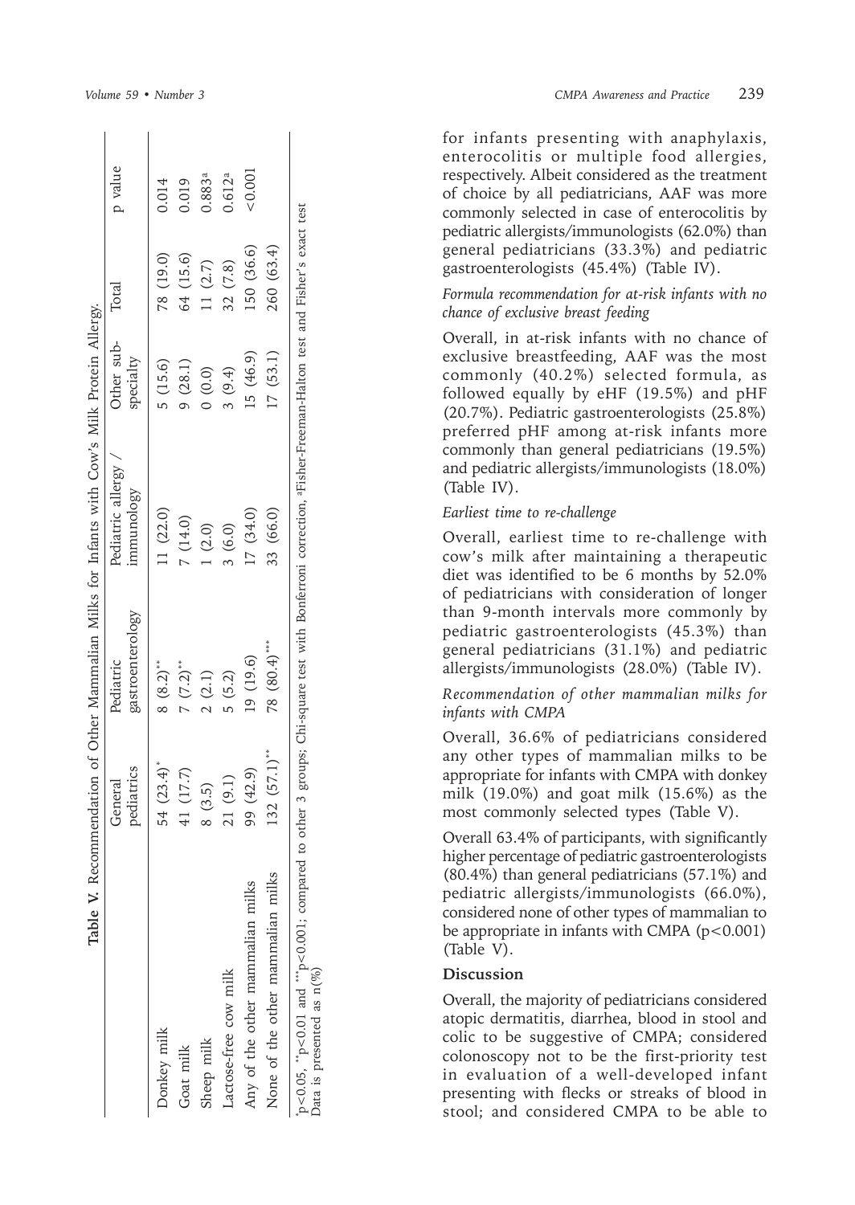**Table V.** Recommendation of Other Mammalian Milks for Infants with Cow's Milk Protein Allergy.

| | General pediatrics | Pediatric gastroenterology | Pediatric allergy / immunology | Other sub-specialty | Total | p value |
|---|---|---|---|---|---|---|
| Donkey milk | 54 (23.4)* | 8 (8.2)** | 11 (22.0) | 5 (15.6) | 78 (19.0) | 0.014 |
| Goat milk | 41 (17.7) | 7 (7.2)** | 7 (14.0) | 9 (28.1) | 64 (15.6) | 0.019 |
| Sheep milk | 8 (3.5) | 2 (2.1) | 1 (2.0) | 0 (0.0) | 11 (2.7) | 0.883[a] |
| Lactose-free cow milk | 21 (9.1) | 5 (5.2) | 3 (6.0) | 3 (9.4) | 32 (7.8) | 0.612[a] |
| Any of the other mammalian milks | 99 (42.9) | 19 (19.6) | 17 (34.0) | 15 (46.9) | 150 (36.6) | <0.001 |
| None of the other mammalian milks | 132 (57.1)** | 78 (80.4)*** | 33 (66.0) | 17 (53.1) | 260 (63.4) | |

*p<0.05, **p<0.01 and ***p<0.001; compared to other 3 groups; Chi-square test with Bonferroni correction, [a]Fisher-Freeman-Halton test and Fisher's exact test
Data is presented as n(%)

for infants presenting with anaphylaxis, enterocolitis or multiple food allergies, respectively. Albeit considered as the treatment of choice by all pediatricians, AAF was more commonly selected in case of enterocolitis by pediatric allergists/immunologists (62.0%) than general pediatricians (33.3%) and pediatric gastroenterologists (45.4%) (Table IV).

*Formula recommendation for at-risk infants with no chance of exclusive breast feeding*

Overall, in at-risk infants with no chance of exclusive breastfeeding, AAF was the most commonly (40.2%) selected formula, as followed equally by eHF (19.5%) and pHF (20.7%). Pediatric gastroenterologists (25.8%) preferred pHF among at-risk infants more commonly than general pediatricians (19.5%) and pediatric allergists/immunologists (18.0%) (Table IV).

*Earliest time to re-challenge*

Overall, earliest time to re-challenge with cow's milk after maintaining a therapeutic diet was identified to be 6 months by 52.0% of pediatricians with consideration of longer than 9-month intervals more commonly by pediatric gastroenterologists (45.3%) than general pediatricians (31.1%) and pediatric allergists/immunologists (28.0%) (Table IV).

*Recommendation of other mammalian milks for infants with CMPA*

Overall, 36.6% of pediatricians considered any other types of mammalian milks to be appropriate for infants with CMPA with donkey milk (19.0%) and goat milk (15.6%) as the most commonly selected types (Table V).

Overall 63.4% of participants, with significantly higher percentage of pediatric gastroenterologists (80.4%) than general pediatricians (57.1%) and pediatric allergists/immunologists (66.0%), considered none of other types of mammalian to be appropriate in infants with CMPA ($p<0.001$) (Table V).

## Discussion

Overall, the majority of pediatricians considered atopic dermatitis, diarrhea, blood in stool and colic to be suggestive of CMPA; considered colonoscopy not to be the first-priority test in evaluation of a well-developed infant presenting with flecks or streaks of blood in stool; and considered CMPA to be able to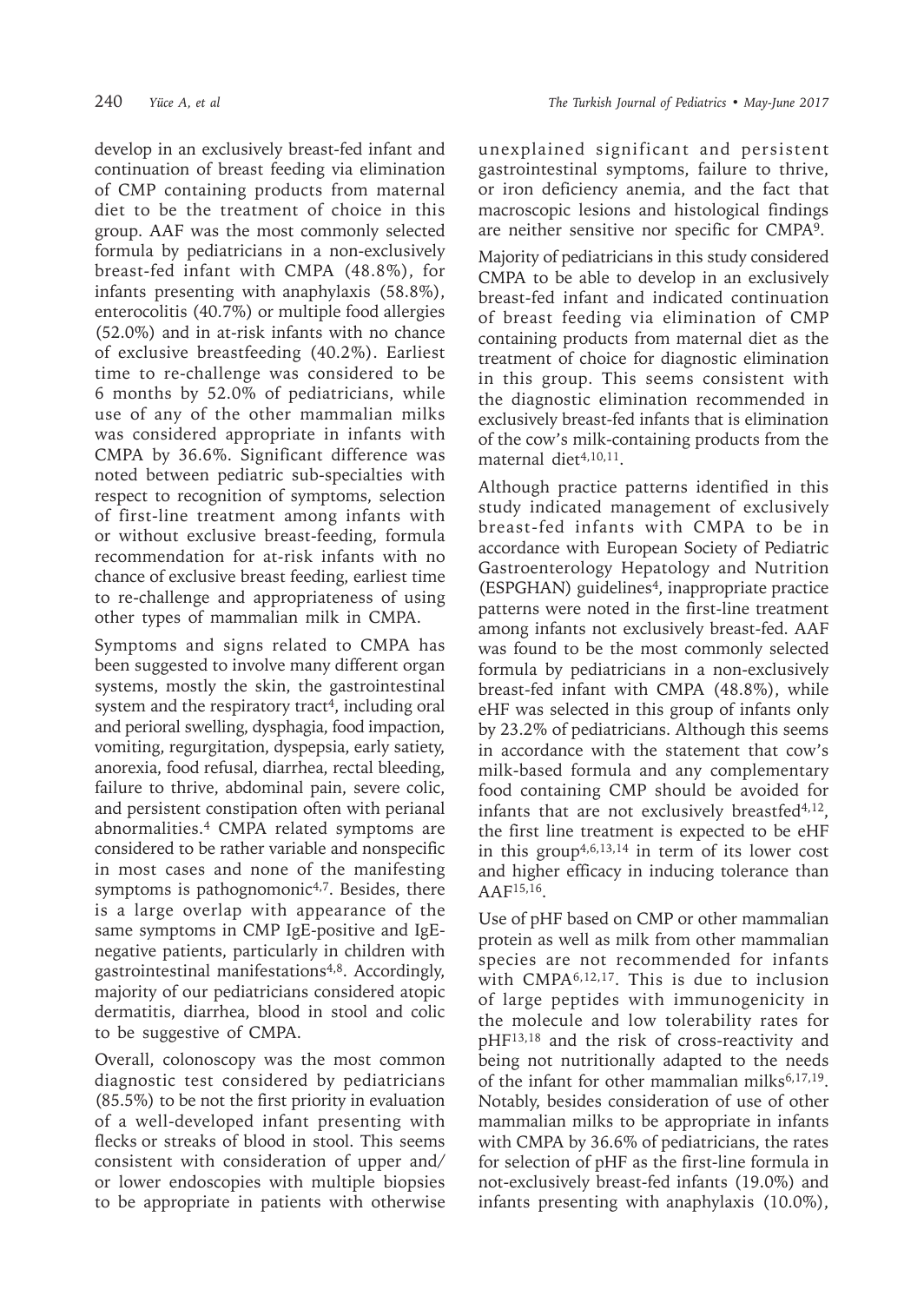develop in an exclusively breast-fed infant and continuation of breast feeding via elimination of CMP containing products from maternal diet to be the treatment of choice in this group. AAF was the most commonly selected formula by pediatricians in a non-exclusively breast-fed infant with CMPA (48.8%), for infants presenting with anaphylaxis (58.8%), enterocolitis (40.7%) or multiple food allergies (52.0%) and in at-risk infants with no chance of exclusive breastfeeding (40.2%). Earliest time to re-challenge was considered to be 6 months by 52.0% of pediatricians, while use of any of the other mammalian milks was considered appropriate in infants with CMPA by 36.6%. Significant difference was noted between pediatric sub-specialties with respect to recognition of symptoms, selection of first-line treatment among infants with or without exclusive breast-feeding, formula recommendation for at-risk infants with no chance of exclusive breast feeding, earliest time to re-challenge and appropriateness of using other types of mammalian milk in CMPA.

Symptoms and signs related to CMPA has been suggested to involve many different organ systems, mostly the skin, the gastrointestinal system and the respiratory tract[4], including oral and perioral swelling, dysphagia, food impaction, vomiting, regurgitation, dyspepsia, early satiety, anorexia, food refusal, diarrhea, rectal bleeding, failure to thrive, abdominal pain, severe colic, and persistent constipation often with perianal abnormalities.[4] CMPA related symptoms are considered to be rather variable and nonspecific in most cases and none of the manifesting symptoms is pathognomonic[4,7]. Besides, there is a large overlap with appearance of the same symptoms in CMP IgE-positive and IgE-negative patients, particularly in children with gastrointestinal manifestations[4,8]. Accordingly, majority of our pediatricians considered atopic dermatitis, diarrhea, blood in stool and colic to be suggestive of CMPA.

Overall, colonoscopy was the most common diagnostic test considered by pediatricians (85.5%) to be not the first priority in evaluation of a well-developed infant presenting with flecks or streaks of blood in stool. This seems consistent with consideration of upper and/or lower endoscopies with multiple biopsies to be appropriate in patients with otherwise unexplained significant and persistent gastrointestinal symptoms, failure to thrive, or iron deficiency anemia, and the fact that macroscopic lesions and histological findings are neither sensitive nor specific for CMPA[9].

Majority of pediatricians in this study considered CMPA to be able to develop in an exclusively breast-fed infant and indicated continuation of breast feeding via elimination of CMP containing products from maternal diet as the treatment of choice for diagnostic elimination in this group. This seems consistent with the diagnostic elimination recommended in exclusively breast-fed infants that is elimination of the cow's milk-containing products from the maternal diet[4,10,11].

Although practice patterns identified in this study indicated management of exclusively breast-fed infants with CMPA to be in accordance with European Society of Pediatric Gastroenterology Hepatology and Nutrition (ESPGHAN) guidelines[4], inappropriate practice patterns were noted in the first-line treatment among infants not exclusively breast-fed. AAF was found to be the most commonly selected formula by pediatricians in a non-exclusively breast-fed infant with CMPA (48.8%), while eHF was selected in this group of infants only by 23.2% of pediatricians. Although this seems in accordance with the statement that cow's milk-based formula and any complementary food containing CMP should be avoided for infants that are not exclusively breastfed[4,12], the first line treatment is expected to be eHF in this group[4,6,13,14] in term of its lower cost and higher efficacy in inducing tolerance than AAF[15,16].

Use of pHF based on CMP or other mammalian protein as well as milk from other mammalian species are not recommended for infants with CMPA[6,12,17]. This is due to inclusion of large peptides with immunogenicity in the molecule and low tolerability rates for pHF[13,18] and the risk of cross-reactivity and being not nutritionally adapted to the needs of the infant for other mammalian milks[6,17,19]. Notably, besides consideration of use of other mammalian milks to be appropriate in infants with CMPA by 36.6% of pediatricians, the rates for selection of pHF as the first-line formula in not-exclusively breast-fed infants (19.0%) and infants presenting with anaphylaxis (10.0%),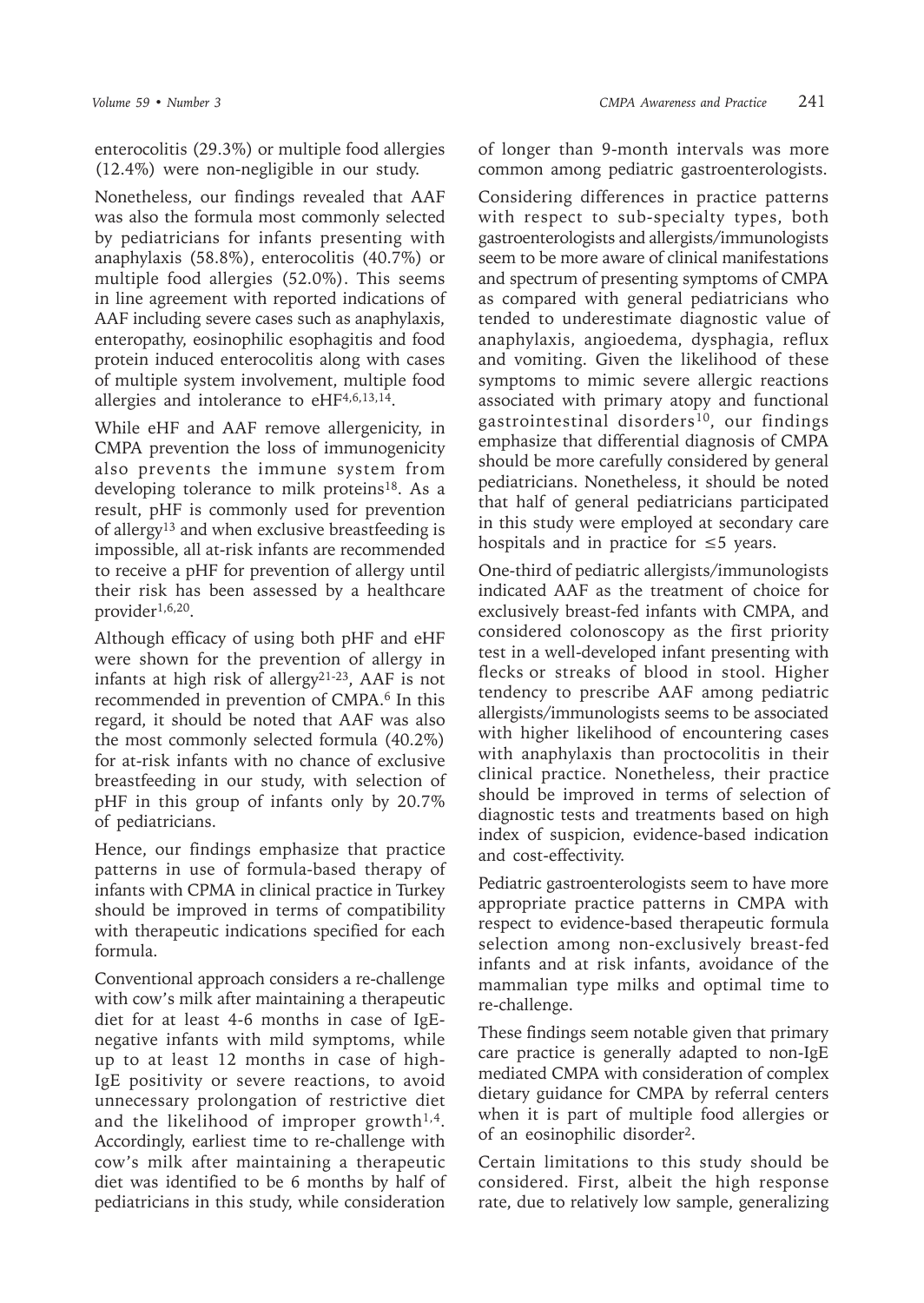enterocolitis (29.3%) or multiple food allergies (12.4%) were non-negligible in our study.

Nonetheless, our findings revealed that AAF was also the formula most commonly selected by pediatricians for infants presenting with anaphylaxis (58.8%), enterocolitis (40.7%) or multiple food allergies (52.0%). This seems in line agreement with reported indications of AAF including severe cases such as anaphylaxis, enteropathy, eosinophilic esophagitis and food protein induced enterocolitis along with cases of multiple system involvement, multiple food allergies and intolerance to eHF[4,6,13,14].

While eHF and AAF remove allergenicity, in CMPA prevention the loss of immunogenicity also prevents the immune system from developing tolerance to milk proteins[18]. As a result, pHF is commonly used for prevention of allergy[13] and when exclusive breastfeeding is impossible, all at-risk infants are recommended to receive a pHF for prevention of allergy until their risk has been assessed by a healthcare provider[1,6,20].

Although efficacy of using both pHF and eHF were shown for the prevention of allergy in infants at high risk of allergy[21-23], AAF is not recommended in prevention of CMPA.[6] In this regard, it should be noted that AAF was also the most commonly selected formula (40.2%) for at-risk infants with no chance of exclusive breastfeeding in our study, with selection of pHF in this group of infants only by 20.7% of pediatricians.

Hence, our findings emphasize that practice patterns in use of formula-based therapy of infants with CPMA in clinical practice in Turkey should be improved in terms of compatibility with therapeutic indications specified for each formula.

Conventional approach considers a re-challenge with cow's milk after maintaining a therapeutic diet for at least 4-6 months in case of IgE-negative infants with mild symptoms, while up to at least 12 months in case of high-IgE positivity or severe reactions, to avoid unnecessary prolongation of restrictive diet and the likelihood of improper growth[1,4]. Accordingly, earliest time to re-challenge with cow's milk after maintaining a therapeutic diet was identified to be 6 months by half of pediatricians in this study, while consideration of longer than 9-month intervals was more common among pediatric gastroenterologists.

Considering differences in practice patterns with respect to sub-specialty types, both gastroenterologists and allergists/immunologists seem to be more aware of clinical manifestations and spectrum of presenting symptoms of CMPA as compared with general pediatricians who tended to underestimate diagnostic value of anaphylaxis, angioedema, dysphagia, reflux and vomiting. Given the likelihood of these symptoms to mimic severe allergic reactions associated with primary atopy and functional gastrointestinal disorders[10], our findings emphasize that differential diagnosis of CMPA should be more carefully considered by general pediatricians. Nonetheless, it should be noted that half of general pediatricians participated in this study were employed at secondary care hospitals and in practice for ≤5 years.

One-third of pediatric allergists/immunologists indicated AAF as the treatment of choice for exclusively breast-fed infants with CMPA, and considered colonoscopy as the first priority test in a well-developed infant presenting with flecks or streaks of blood in stool. Higher tendency to prescribe AAF among pediatric allergists/immunologists seems to be associated with higher likelihood of encountering cases with anaphylaxis than proctocolitis in their clinical practice. Nonetheless, their practice should be improved in terms of selection of diagnostic tests and treatments based on high index of suspicion, evidence-based indication and cost-effectivity.

Pediatric gastroenterologists seem to have more appropriate practice patterns in CMPA with respect to evidence-based therapeutic formula selection among non-exclusively breast-fed infants and at risk infants, avoidance of the mammalian type milks and optimal time to re-challenge.

These findings seem notable given that primary care practice is generally adapted to non-IgE mediated CMPA with consideration of complex dietary guidance for CMPA by referral centers when it is part of multiple food allergies or of an eosinophilic disorder[2].

Certain limitations to this study should be considered. First, albeit the high response rate, due to relatively low sample, generalizing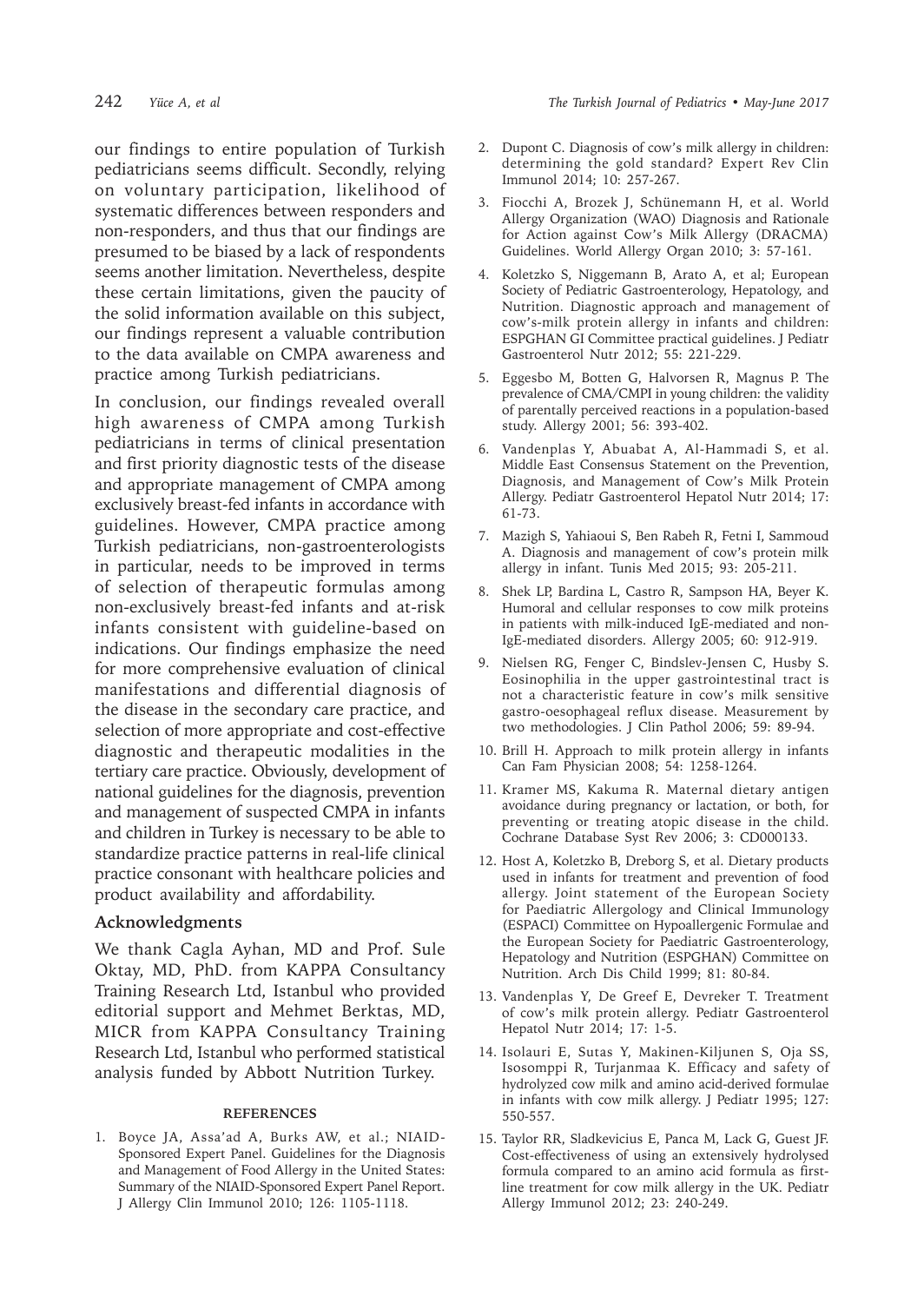our findings to entire population of Turkish pediatricians seems difficult. Secondly, relying on voluntary participation, likelihood of systematic differences between responders and non-responders, and thus that our findings are presumed to be biased by a lack of respondents seems another limitation. Nevertheless, despite these certain limitations, given the paucity of the solid information available on this subject, our findings represent a valuable contribution to the data available on CMPA awareness and practice among Turkish pediatricians.

In conclusion, our findings revealed overall high awareness of CMPA among Turkish pediatricians in terms of clinical presentation and first priority diagnostic tests of the disease and appropriate management of CMPA among exclusively breast-fed infants in accordance with guidelines. However, CMPA practice among Turkish pediatricians, non-gastroenterologists in particular, needs to be improved in terms of selection of therapeutic formulas among non-exclusively breast-fed infants and at-risk infants consistent with guideline-based on indications. Our findings emphasize the need for more comprehensive evaluation of clinical manifestations and differential diagnosis of the disease in the secondary care practice, and selection of more appropriate and cost-effective diagnostic and therapeutic modalities in the tertiary care practice. Obviously, development of national guidelines for the diagnosis, prevention and management of suspected CMPA in infants and children in Turkey is necessary to be able to standardize practice patterns in real-life clinical practice consonant with healthcare policies and product availability and affordability.

## Acknowledgments

We thank Cagla Ayhan, MD and Prof. Sule Oktay, MD, PhD. from KAPPA Consultancy Training Research Ltd, Istanbul who provided editorial support and Mehmet Berktas, MD, MICR from KAPPA Consultancy Training Research Ltd, Istanbul who performed statistical analysis funded by Abbott Nutrition Turkey.

## REFERENCES

1. Boyce JA, Assa'ad A, Burks AW, et al.; NIAID-Sponsored Expert Panel. Guidelines for the Diagnosis and Management of Food Allergy in the United States: Summary of the NIAID-Sponsored Expert Panel Report. J Allergy Clin Immunol 2010; 126: 1105-1118.
2. Dupont C. Diagnosis of cow's milk allergy in children: determining the gold standard? Expert Rev Clin Immunol 2014; 10: 257-267.
3. Fiocchi A, Brozek J, Schünemann H, et al. World Allergy Organization (WAO) Diagnosis and Rationale for Action against Cow's Milk Allergy (DRACMA) Guidelines. World Allergy Organ 2010; 3: 57-161.
4. Koletzko S, Niggemann B, Arato A, et al; European Society of Pediatric Gastroenterology, Hepatology, and Nutrition. Diagnostic approach and management of cow's-milk protein allergy in infants and children: ESPGHAN GI Committee practical guidelines. J Pediatr Gastroenterol Nutr 2012; 55: 221-229.
5. Eggesbo M, Botten G, Halvorsen R, Magnus P. The prevalence of CMA/CMPI in young children: the validity of parentally perceived reactions in a population-based study. Allergy 2001; 56: 393-402.
6. Vandenplas Y, Abuabat A, Al-Hammadi S, et al. Middle East Consensus Statement on the Prevention, Diagnosis, and Management of Cow's Milk Protein Allergy. Pediatr Gastroenterol Hepatol Nutr 2014; 17: 61-73.
7. Mazigh S, Yahiaoui S, Ben Rabeh R, Fetni I, Sammoud A. Diagnosis and management of cow's protein milk allergy in infant. Tunis Med 2015; 93: 205-211.
8. Shek LP, Bardina L, Castro R, Sampson HA, Beyer K. Humoral and cellular responses to cow milk proteins in patients with milk-induced IgE-mediated and non-IgE-mediated disorders. Allergy 2005; 60: 912-919.
9. Nielsen RG, Fenger C, Bindslev-Jensen C, Husby S. Eosinophilia in the upper gastrointestinal tract is not a characteristic feature in cow's milk sensitive gastro-oesophageal reflux disease. Measurement by two methodologies. J Clin Pathol 2006; 59: 89-94.
10. Brill H. Approach to milk protein allergy in infants Can Fam Physician 2008; 54: 1258-1264.
11. Kramer MS, Kakuma R. Maternal dietary antigen avoidance during pregnancy or lactation, or both, for preventing or treating atopic disease in the child. Cochrane Database Syst Rev 2006; 3: CD000133.
12. Host A, Koletzko B, Dreborg S, et al. Dietary products used in infants for treatment and prevention of food allergy. Joint statement of the European Society for Paediatric Allergology and Clinical Immunology (ESPACI) Committee on Hypoallergenic Formulae and the European Society for Paediatric Gastroenterology, Hepatology and Nutrition (ESPGHAN) Committee on Nutrition. Arch Dis Child 1999; 81: 80-84.
13. Vandenplas Y, De Greef E, Devreker T. Treatment of cow's milk protein allergy. Pediatr Gastroenterol Hepatol Nutr 2014; 17: 1-5.
14. Isolauri E, Sutas Y, Makinen-Kiljunen S, Oja SS, Isosomppi R, Turjanmaa K. Efficacy and safety of hydrolyzed cow milk and amino acid-derived formulae in infants with cow milk allergy. J Pediatr 1995; 127: 550-557.
15. Taylor RR, Sladkevicius E, Panca M, Lack G, Guest JF. Cost-effectiveness of using an extensively hydrolysed formula compared to an amino acid formula as first-line treatment for cow milk allergy in the UK. Pediatr Allergy Immunol 2012; 23: 240-249.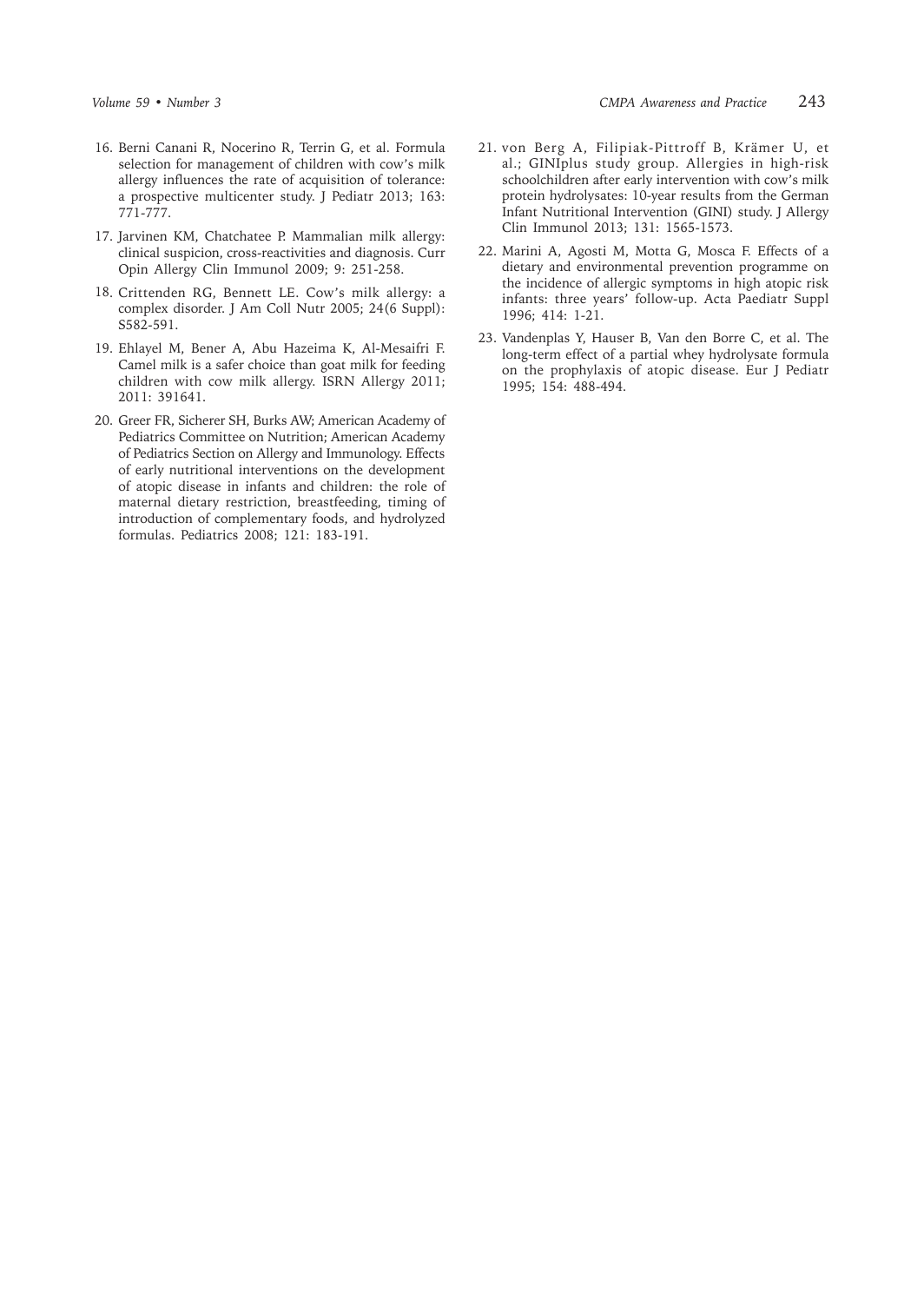16. Berni Canani R, Nocerino R, Terrin G, et al. Formula selection for management of children with cow's milk allergy influences the rate of acquisition of tolerance: a prospective multicenter study. J Pediatr 2013; 163: 771-777.
17. Jarvinen KM, Chatchatee P. Mammalian milk allergy: clinical suspicion, cross-reactivities and diagnosis. Curr Opin Allergy Clin Immunol 2009; 9: 251-258.
18. Crittenden RG, Bennett LE. Cow's milk allergy: a complex disorder. J Am Coll Nutr 2005; 24(6 Suppl): S582-591.
19. Ehlayel M, Bener A, Abu Hazeima K, Al-Mesaifri F. Camel milk is a safer choice than goat milk for feeding children with cow milk allergy. ISRN Allergy 2011; 2011: 391641.
20. Greer FR, Sicherer SH, Burks AW; American Academy of Pediatrics Committee on Nutrition; American Academy of Pediatrics Section on Allergy and Immunology. Effects of early nutritional interventions on the development of atopic disease in infants and children: the role of maternal dietary restriction, breastfeeding, timing of introduction of complementary foods, and hydrolyzed formulas. Pediatrics 2008; 121: 183-191.
21. von Berg A, Filipiak-Pittroff B, Krämer U, et al.; GINIplus study group. Allergies in high-risk schoolchildren after early intervention with cow's milk protein hydrolysates: 10-year results from the German Infant Nutritional Intervention (GINI) study. J Allergy Clin Immunol 2013; 131: 1565-1573.
22. Marini A, Agosti M, Motta G, Mosca F. Effects of a dietary and environmental prevention programme on the incidence of allergic symptoms in high atopic risk infants: three years' follow-up. Acta Paediatr Suppl 1996; 414: 1-21.
23. Vandenplas Y, Hauser B, Van den Borre C, et al. The long-term effect of a partial whey hydrolysate formula on the prophylaxis of atopic disease. Eur J Pediatr 1995; 154: 488-494.